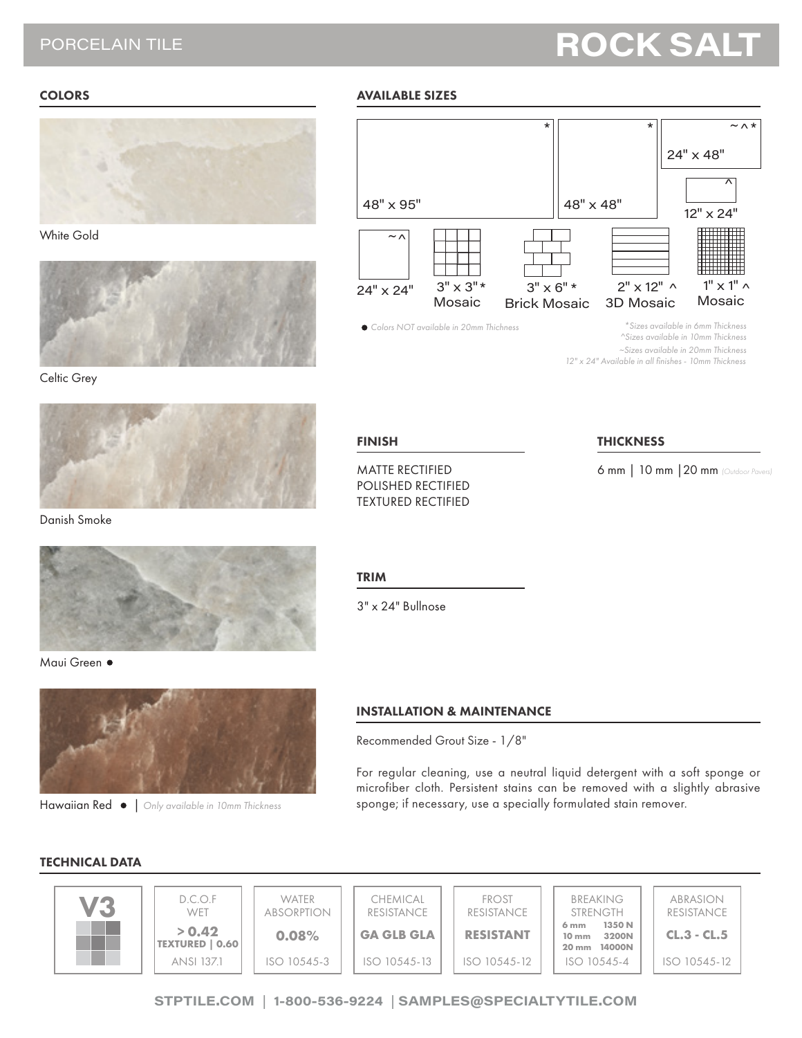PORCELAIN TILE

# ROCK SALT

## COLORS

White Gold

Celtic Grey

Danish Smoke

Maui Green ●

Hawaiian Red ● | *Only available in 10mm Thickness*

## AVAILABLE SIZES

- 48" x 95" *
- 48" x 48" *
- 24" x 48" ~ ^ *
- 12" x 24" ^
- 24" x 24" ~ ^
- 3" x 3" * Mosaic
- 3" x 6" * Brick Mosaic
- 2" x 12" ^ 3D Mosaic
- 1" x 1" ^ Mosaic

● *Colors NOT available in 20mm Thichness*

*\*Sizes available in 6mm Thickness*
*^Sizes available in 10mm Thickness*
*~Sizes available in 20mm Thickness*
*12" x 24" Available in all finishes - 10mm Thickness*

## FINISH

MATTE RECTIFIED
POLISHED RECTIFIED
TEXTURED RECTIFIED

## THICKNESS

6 mm | 10 mm | 20 mm *(Outdoor Pavers)*

## TRIM

3" x 24" Bullnose

## INSTALLATION & MAINTENANCE

Recommended Grout Size - 1/8"

For regular cleaning, use a neutral liquid detergent with a soft sponge or microfiber cloth. Persistent stains can be removed with a slightly abrasive sponge; if necessary, use a specially formulated stain remover.

## TECHNICAL DATA

| V3 | D.C.O.F WET | WATER ABSORPTION | CHEMICAL RESISTANCE | FROST RESISTANCE | BREAKING STRENGTH | ABRASION RESISTANCE |
|---|---|---|---|---|---|---|
| | > 0.42 TEXTURED \| 0.60 | 0.08% | GA GLB GLA | RESISTANT | 6 mm 1350 N; 10 mm 3200N; 20 mm 14000N | CL.3 - CL.5 |
| | ANSI 137.1 | ISO 10545-3 | ISO 10545-13 | ISO 10545-12 | ISO 10545-4 | ISO 10545-12 |

STPTILE.COM | 1-800-536-9224 | SAMPLES@SPECIALTYTILE.COM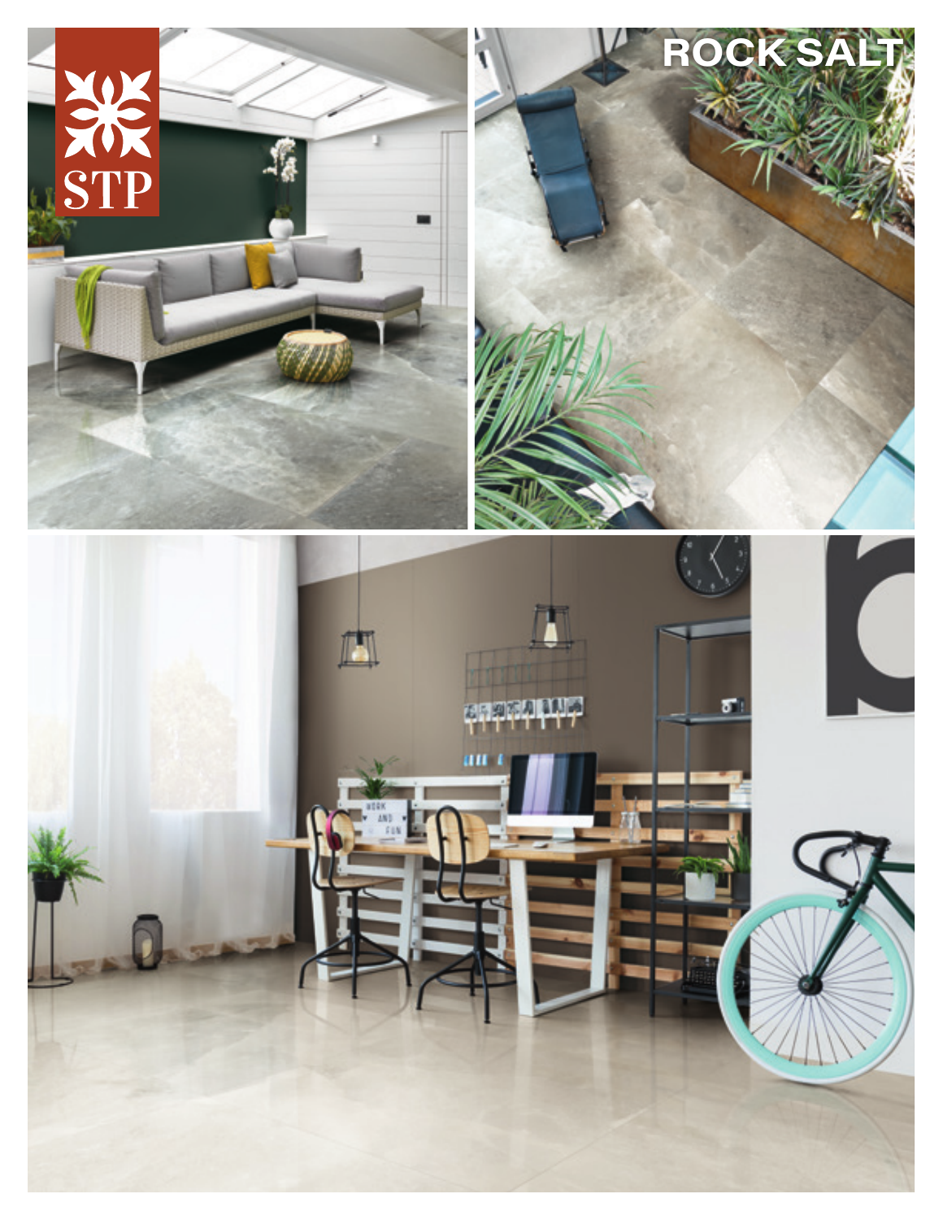STP

# ROCK SALT